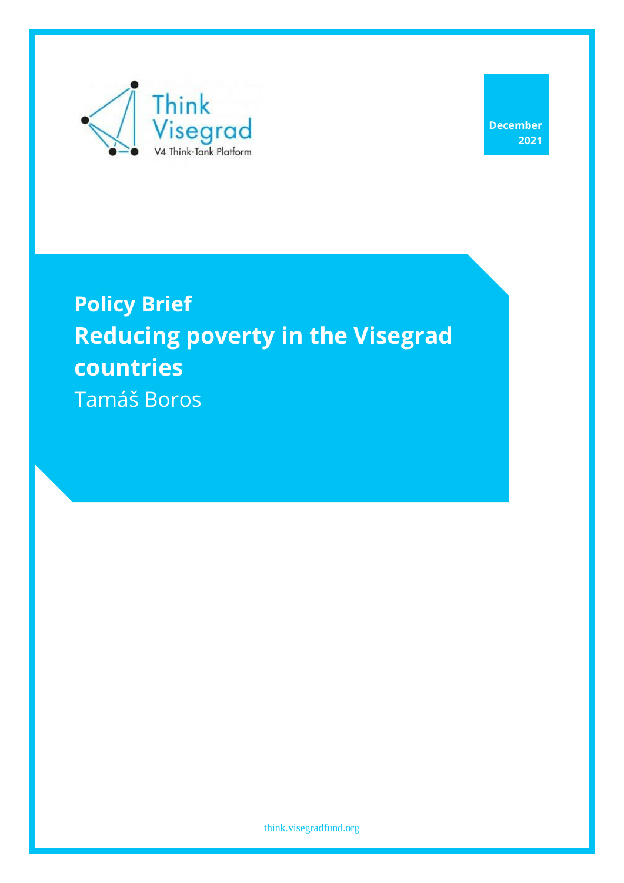Think Visegrad
V4 Think-Tank Platform

December 2021

# Policy Brief
# Reducing poverty in the Visegrad countries

Tamáš Boros

think.visegradfund.org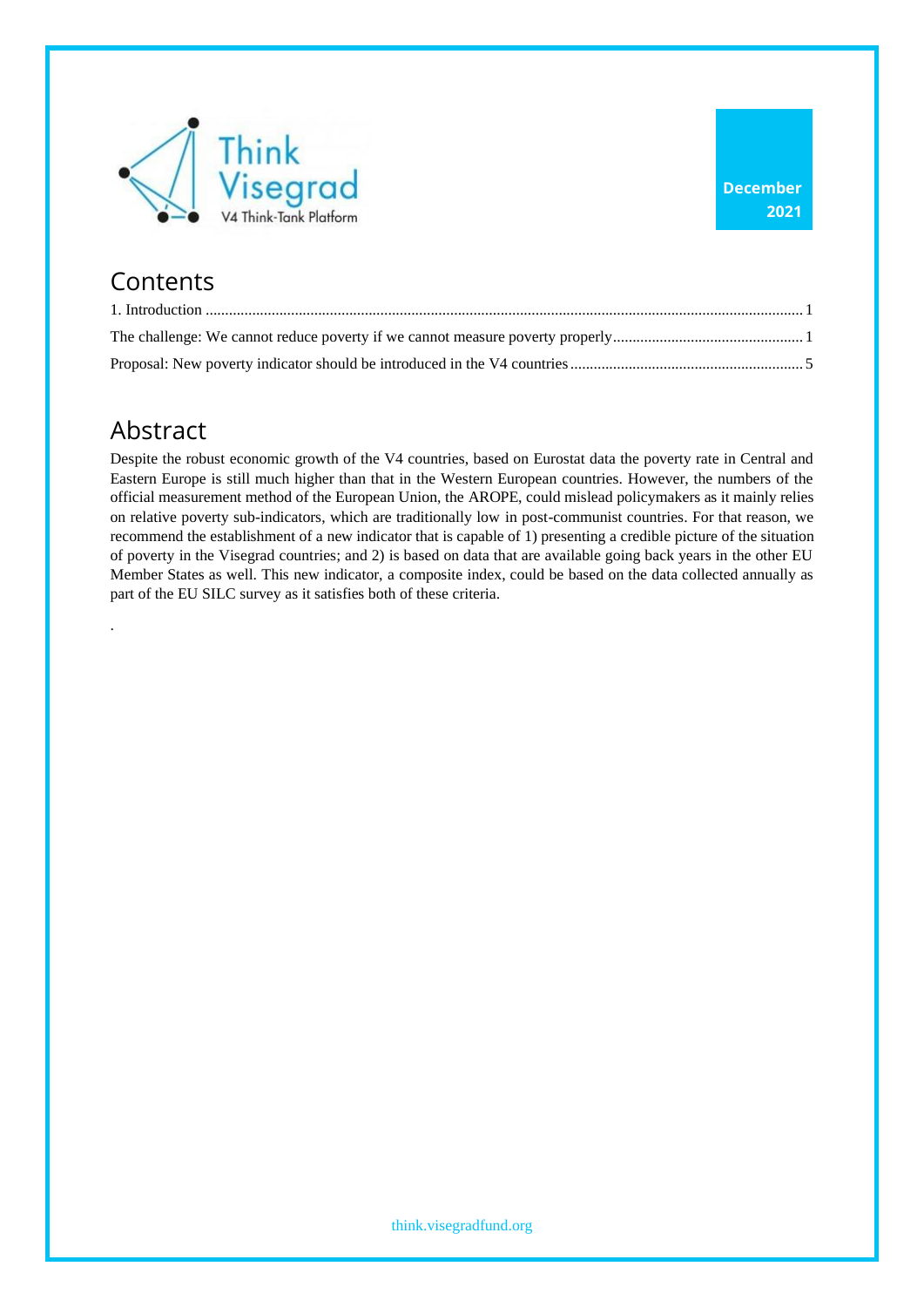# Contents

1. Introduction ........................................................................................................................................................ 1

The challenge: We cannot reduce poverty if we cannot measure poverty properly................................................ 1

Proposal: New poverty indicator should be introduced in the V4 countries........................................................... 5

# Abstract

Despite the robust economic growth of the V4 countries, based on Eurostat data the poverty rate in Central and Eastern Europe is still much higher than that in the Western European countries. However, the numbers of the official measurement method of the European Union, the AROPE, could mislead policymakers as it mainly relies on relative poverty sub-indicators, which are traditionally low in post-communist countries. For that reason, we recommend the establishment of a new indicator that is capable of 1) presenting a credible picture of the situation of poverty in the Visegrad countries; and 2) is based on data that are available going back years in the other EU Member States as well. This new indicator, a composite index, could be based on the data collected annually as part of the EU SILC survey as it satisfies both of these criteria.

.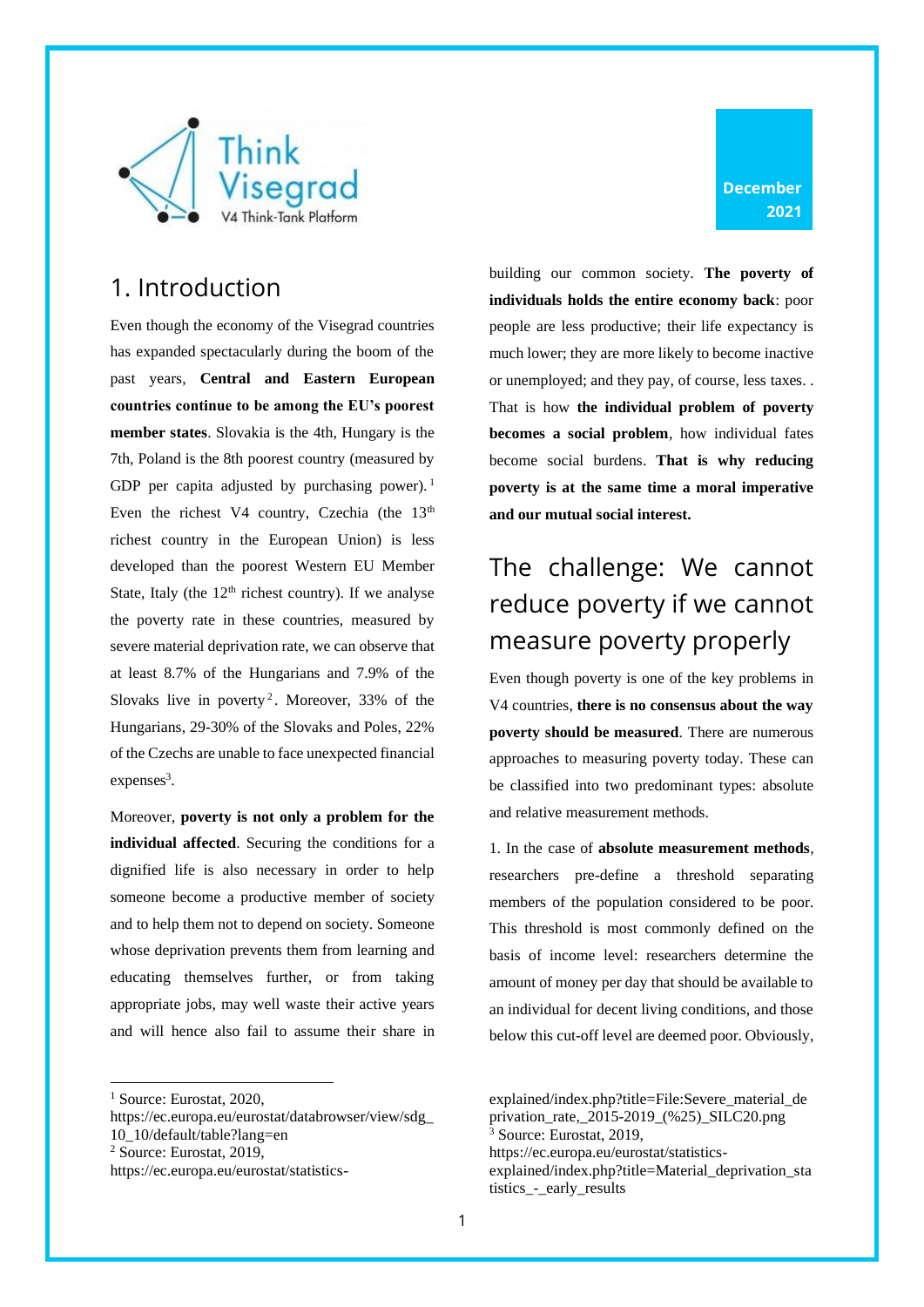December 2021

# 1. Introduction

Even though the economy of the Visegrad countries has expanded spectacularly during the boom of the past years, **Central and Eastern European countries continue to be among the EU's poorest member states**. Slovakia is the 4th, Hungary is the 7th, Poland is the 8th poorest country (measured by GDP per capita adjusted by purchasing power).[1] Even the richest V4 country, Czechia (the 13th richest country in the European Union) is less developed than the poorest Western EU Member State, Italy (the 12th richest country). If we analyse the poverty rate in these countries, measured by severe material deprivation rate, we can observe that at least 8.7% of the Hungarians and 7.9% of the Slovaks live in poverty[2]. Moreover, 33% of the Hungarians, 29-30% of the Slovaks and Poles, 22% of the Czechs are unable to face unexpected financial expenses[3].

Moreover, **poverty is not only a problem for the individual affected**. Securing the conditions for a dignified life is also necessary in order to help someone become a productive member of society and to help them not to depend on society. Someone whose deprivation prevents them from learning and educating themselves further, or from taking appropriate jobs, may well waste their active years and will hence also fail to assume their share in building our common society. **The poverty of individuals holds the entire economy back**: poor people are less productive; their life expectancy is much lower; they are more likely to become inactive or unemployed; and they pay, of course, less taxes. . That is how **the individual problem of poverty becomes a social problem**, how individual fates become social burdens. **That is why reducing poverty is at the same time a moral imperative and our mutual social interest.**

## The challenge: We cannot reduce poverty if we cannot measure poverty properly

Even though poverty is one of the key problems in V4 countries, **there is no consensus about the way poverty should be measured**. There are numerous approaches to measuring poverty today. These can be classified into two predominant types: absolute and relative measurement methods.

1. In the case of **absolute measurement methods**, researchers pre-define a threshold separating members of the population considered to be poor. This threshold is most commonly defined on the basis of income level: researchers determine the amount of money per day that should be available to an individual for decent living conditions, and those below this cut-off level are deemed poor. Obviously,

---

[1] Source: Eurostat, 2020, https://ec.europa.eu/eurostat/databrowser/view/sdg_10_10/default/table?lang=en

[2] Source: Eurostat, 2019, https://ec.europa.eu/eurostat/statistics-explained/index.php?title=File:Severe_material_deprivation_rate,_2015-2019_(%25)_SILC20.png

[3] Source: Eurostat, 2019, https://ec.europa.eu/eurostat/statistics-explained/index.php?title=Material_deprivation_statistics_-_early_results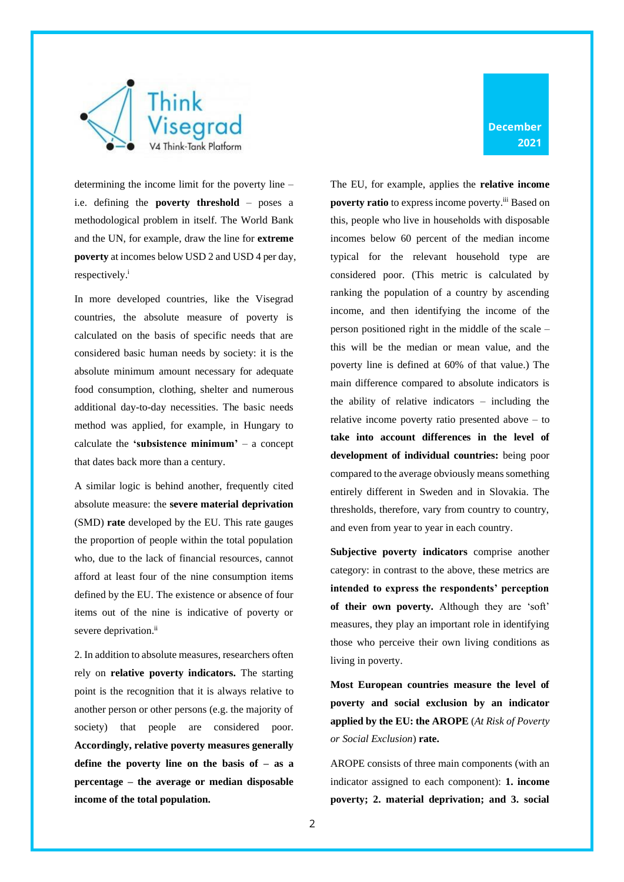determining the income limit for the poverty line – i.e. defining the **poverty threshold** – poses a methodological problem in itself. The World Bank and the UN, for example, draw the line for **extreme poverty** at incomes below USD 2 and USD 4 per day, respectively.[i]

In more developed countries, like the Visegrad countries, the absolute measure of poverty is calculated on the basis of specific needs that are considered basic human needs by society: it is the absolute minimum amount necessary for adequate food consumption, clothing, shelter and numerous additional day-to-day necessities. The basic needs method was applied, for example, in Hungary to calculate the **'subsistence minimum'** – a concept that dates back more than a century.

A similar logic is behind another, frequently cited absolute measure: the **severe material deprivation** (SMD) **rate** developed by the EU. This rate gauges the proportion of people within the total population who, due to the lack of financial resources, cannot afford at least four of the nine consumption items defined by the EU. The existence or absence of four items out of the nine is indicative of poverty or severe deprivation.[ii]

2. In addition to absolute measures, researchers often rely on **relative poverty indicators.** The starting point is the recognition that it is always relative to another person or other persons (e.g. the majority of society) that people are considered poor. **Accordingly, relative poverty measures generally define the poverty line on the basis of – as a percentage – the average or median disposable income of the total population.**

The EU, for example, applies the **relative income poverty ratio** to express income poverty.[iii] Based on this, people who live in households with disposable incomes below 60 percent of the median income typical for the relevant household type are considered poor. (This metric is calculated by ranking the population of a country by ascending income, and then identifying the income of the person positioned right in the middle of the scale – this will be the median or mean value, and the poverty line is defined at 60% of that value.) The main difference compared to absolute indicators is the ability of relative indicators – including the relative income poverty ratio presented above – to **take into account differences in the level of development of individual countries:** being poor compared to the average obviously means something entirely different in Sweden and in Slovakia. The thresholds, therefore, vary from country to country, and even from year to year in each country.

**Subjective poverty indicators** comprise another category: in contrast to the above, these metrics are **intended to express the respondents' perception of their own poverty.** Although they are 'soft' measures, they play an important role in identifying those who perceive their own living conditions as living in poverty.

**Most European countries measure the level of poverty and social exclusion by an indicator applied by the EU: the AROPE** (*At Risk of Poverty or Social Exclusion*) **rate.**

AROPE consists of three main components (with an indicator assigned to each component): **1. income poverty; 2. material deprivation; and 3. social**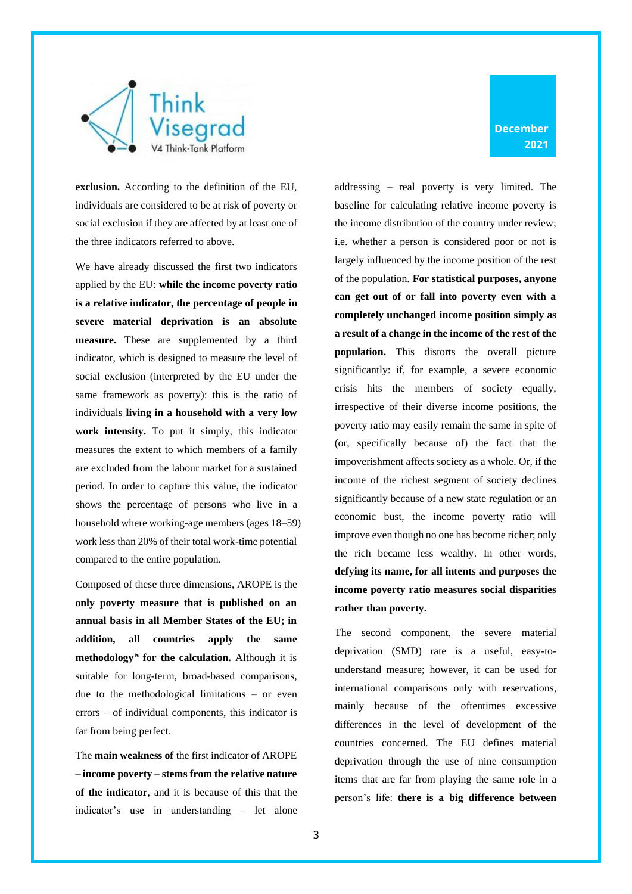**exclusion.** According to the definition of the EU, individuals are considered to be at risk of poverty or social exclusion if they are affected by at least one of the three indicators referred to above.

We have already discussed the first two indicators applied by the EU: **while the income poverty ratio is a relative indicator, the percentage of people in severe material deprivation is an absolute measure.** These are supplemented by a third indicator, which is designed to measure the level of social exclusion (interpreted by the EU under the same framework as poverty): this is the ratio of individuals **living in a household with a very low work intensity.** To put it simply, this indicator measures the extent to which members of a family are excluded from the labour market for a sustained period. In order to capture this value, the indicator shows the percentage of persons who live in a household where working-age members (ages 18–59) work less than 20% of their total work-time potential compared to the entire population.

Composed of these three dimensions, AROPE is the **only poverty measure that is published on an annual basis in all Member States of the EU; in addition, all countries apply the same methodology[iv] for the calculation.** Although it is suitable for long-term, broad-based comparisons, due to the methodological limitations – or even errors – of individual components, this indicator is far from being perfect.

The **main weakness of** the first indicator of AROPE – **income poverty** – **stems from the relative nature of the indicator**, and it is because of this that the indicator's use in understanding – let alone addressing – real poverty is very limited. The baseline for calculating relative income poverty is the income distribution of the country under review; i.e. whether a person is considered poor or not is largely influenced by the income position of the rest of the population. **For statistical purposes, anyone can get out of or fall into poverty even with a completely unchanged income position simply as a result of a change in the income of the rest of the population.** This distorts the overall picture significantly: if, for example, a severe economic crisis hits the members of society equally, irrespective of their diverse income positions, the poverty ratio may easily remain the same in spite of (or, specifically because of) the fact that the impoverishment affects society as a whole. Or, if the income of the richest segment of society declines significantly because of a new state regulation or an economic bust, the income poverty ratio will improve even though no one has become richer; only the rich became less wealthy. In other words, **defying its name, for all intents and purposes the income poverty ratio measures social disparities rather than poverty.**

The second component, the severe material deprivation (SMD) rate is a useful, easy-to-understand measure; however, it can be used for international comparisons only with reservations, mainly because of the oftentimes excessive differences in the level of development of the countries concerned. The EU defines material deprivation through the use of nine consumption items that are far from playing the same role in a person's life: **there is a big difference between**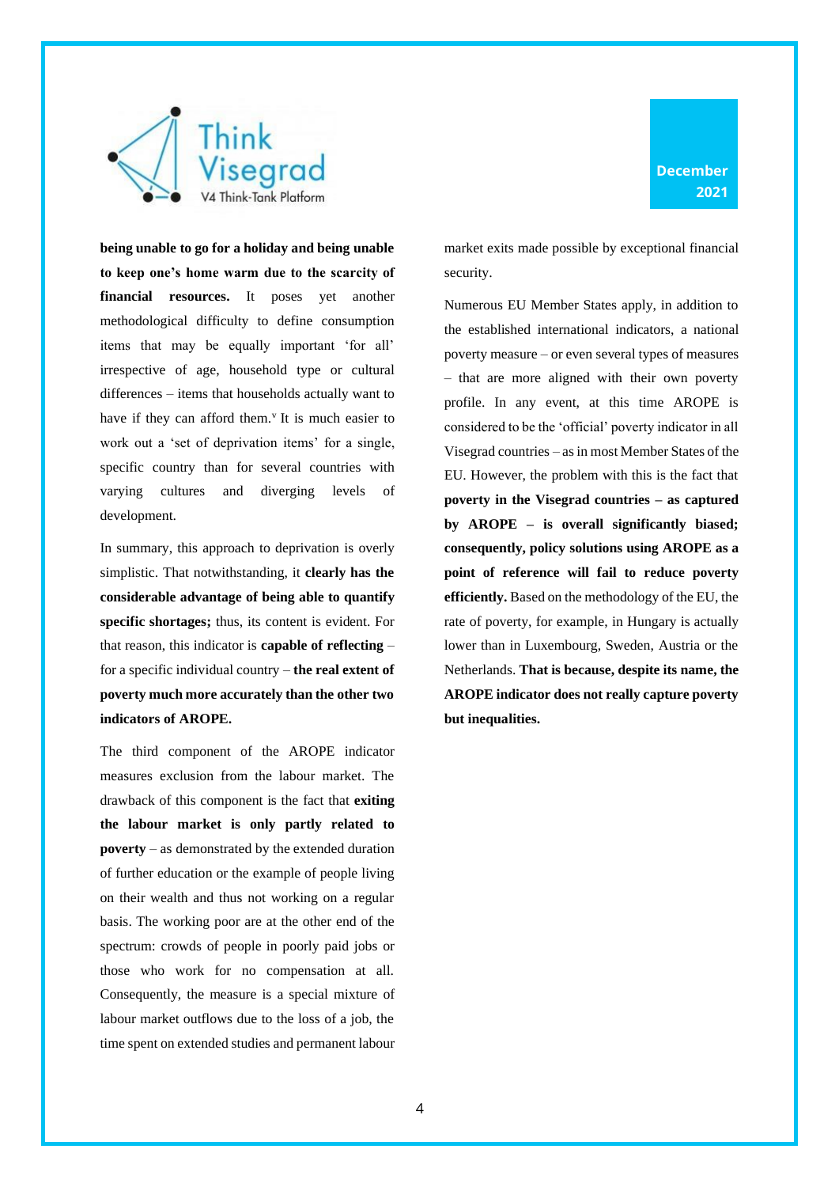**being unable to go for a holiday and being unable to keep one's home warm due to the scarcity of financial resources.** It poses yet another methodological difficulty to define consumption items that may be equally important 'for all' irrespective of age, household type or cultural differences – items that households actually want to have if they can afford them.[v] It is much easier to work out a 'set of deprivation items' for a single, specific country than for several countries with varying cultures and diverging levels of development.

In summary, this approach to deprivation is overly simplistic. That notwithstanding, it **clearly has the considerable advantage of being able to quantify specific shortages;** thus, its content is evident. For that reason, this indicator is **capable of reflecting** – for a specific individual country – **the real extent of poverty much more accurately than the other two indicators of AROPE.**

The third component of the AROPE indicator measures exclusion from the labour market. The drawback of this component is the fact that **exiting the labour market is only partly related to poverty** – as demonstrated by the extended duration of further education or the example of people living on their wealth and thus not working on a regular basis. The working poor are at the other end of the spectrum: crowds of people in poorly paid jobs or those who work for no compensation at all. Consequently, the measure is a special mixture of labour market outflows due to the loss of a job, the time spent on extended studies and permanent labour market exits made possible by exceptional financial security.

Numerous EU Member States apply, in addition to the established international indicators, a national poverty measure – or even several types of measures – that are more aligned with their own poverty profile. In any event, at this time AROPE is considered to be the 'official' poverty indicator in all Visegrad countries – as in most Member States of the EU. However, the problem with this is the fact that **poverty in the Visegrad countries – as captured by AROPE – is overall significantly biased; consequently, policy solutions using AROPE as a point of reference will fail to reduce poverty efficiently.** Based on the methodology of the EU, the rate of poverty, for example, in Hungary is actually lower than in Luxembourg, Sweden, Austria or the Netherlands. **That is because, despite its name, the AROPE indicator does not really capture poverty but inequalities.**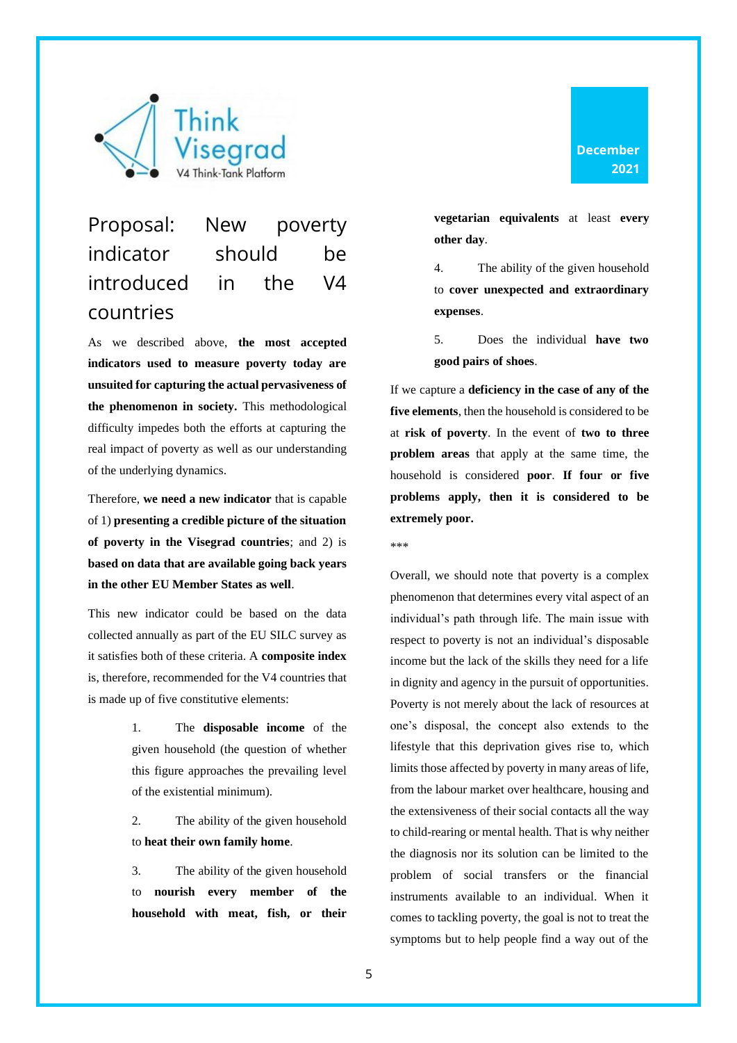## Proposal: New poverty indicator should be introduced in the V4 countries

As we described above, **the most accepted indicators used to measure poverty today are unsuited for capturing the actual pervasiveness of the phenomenon in society.** This methodological difficulty impedes both the efforts at capturing the real impact of poverty as well as our understanding of the underlying dynamics.

Therefore, **we need a new indicator** that is capable of 1) **presenting a credible picture of the situation of poverty in the Visegrad countries**; and 2) is **based on data that are available going back years in the other EU Member States as well**.

This new indicator could be based on the data collected annually as part of the EU SILC survey as it satisfies both of these criteria. A **composite index** is, therefore, recommended for the V4 countries that is made up of five constitutive elements:

1. The **disposable income** of the given household (the question of whether this figure approaches the prevailing level of the existential minimum).
2. The ability of the given household to **heat their own family home**.
3. The ability of the given household to **nourish every member of the household with meat, fish, or their vegetarian equivalents** at least **every other day**.
4. The ability of the given household to **cover unexpected and extraordinary expenses**.
5. Does the individual **have two good pairs of shoes**.

If we capture a **deficiency in the case of any of the five elements**, then the household is considered to be at **risk of poverty**. In the event of **two to three problem areas** that apply at the same time, the household is considered **poor**. **If four or five problems apply, then it is considered to be extremely poor.**

***

Overall, we should note that poverty is a complex phenomenon that determines every vital aspect of an individual's path through life. The main issue with respect to poverty is not an individual's disposable income but the lack of the skills they need for a life in dignity and agency in the pursuit of opportunities. Poverty is not merely about the lack of resources at one's disposal, the concept also extends to the lifestyle that this deprivation gives rise to, which limits those affected by poverty in many areas of life, from the labour market over healthcare, housing and the extensiveness of their social contacts all the way to child-rearing or mental health. That is why neither the diagnosis nor its solution can be limited to the problem of social transfers or the financial instruments available to an individual. When it comes to tackling poverty, the goal is not to treat the symptoms but to help people find a way out of the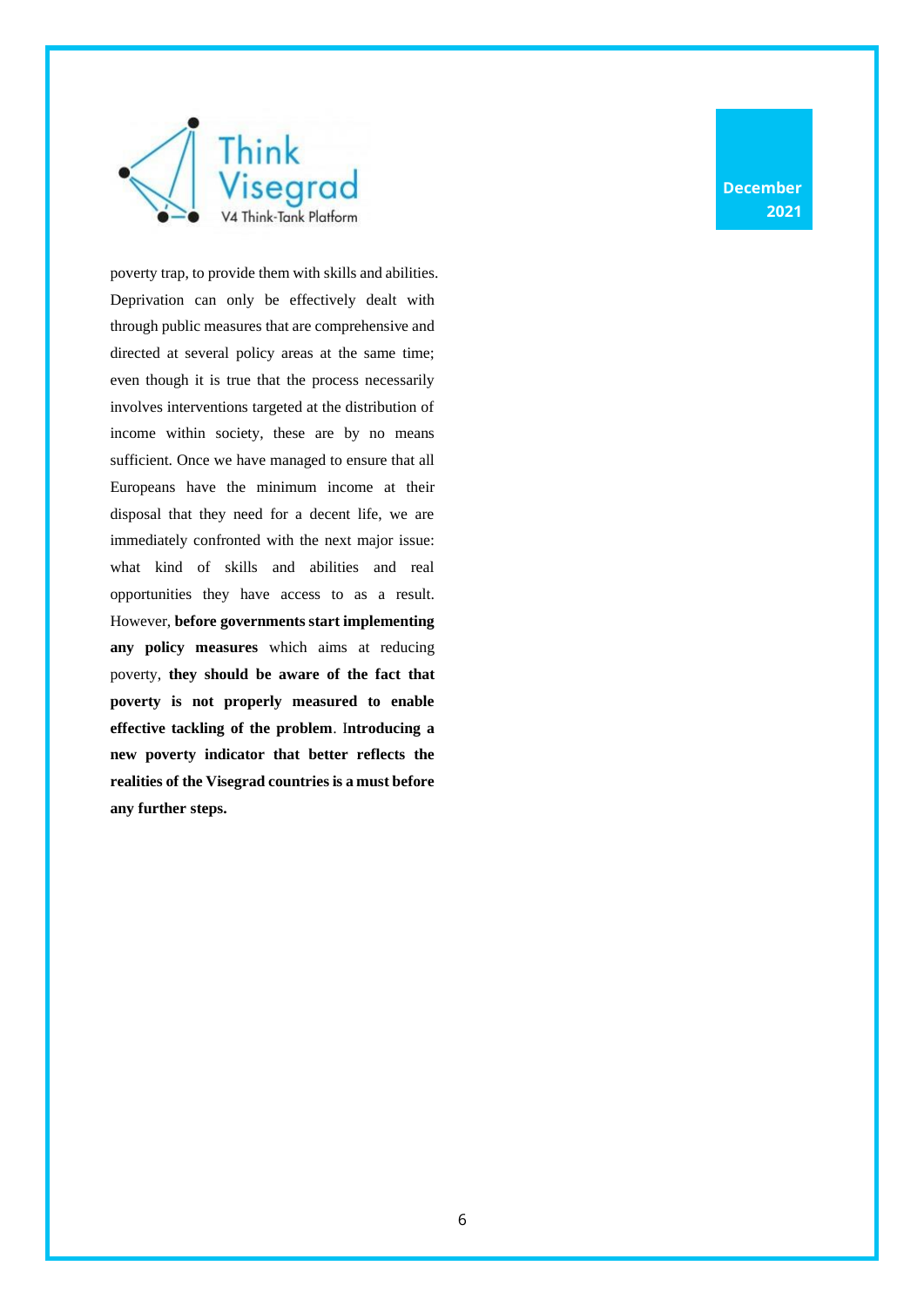poverty trap, to provide them with skills and abilities. Deprivation can only be effectively dealt with through public measures that are comprehensive and directed at several policy areas at the same time; even though it is true that the process necessarily involves interventions targeted at the distribution of income within society, these are by no means sufficient. Once we have managed to ensure that all Europeans have the minimum income at their disposal that they need for a decent life, we are immediately confronted with the next major issue: what kind of skills and abilities and real opportunities they have access to as a result. However, **before governments start implementing any policy measures** which aims at reducing poverty, **they should be aware of the fact that poverty is not properly measured to enable effective tackling of the problem**. I**ntroducing a new poverty indicator that better reflects the realities of the Visegrad countries is a must before any further steps.**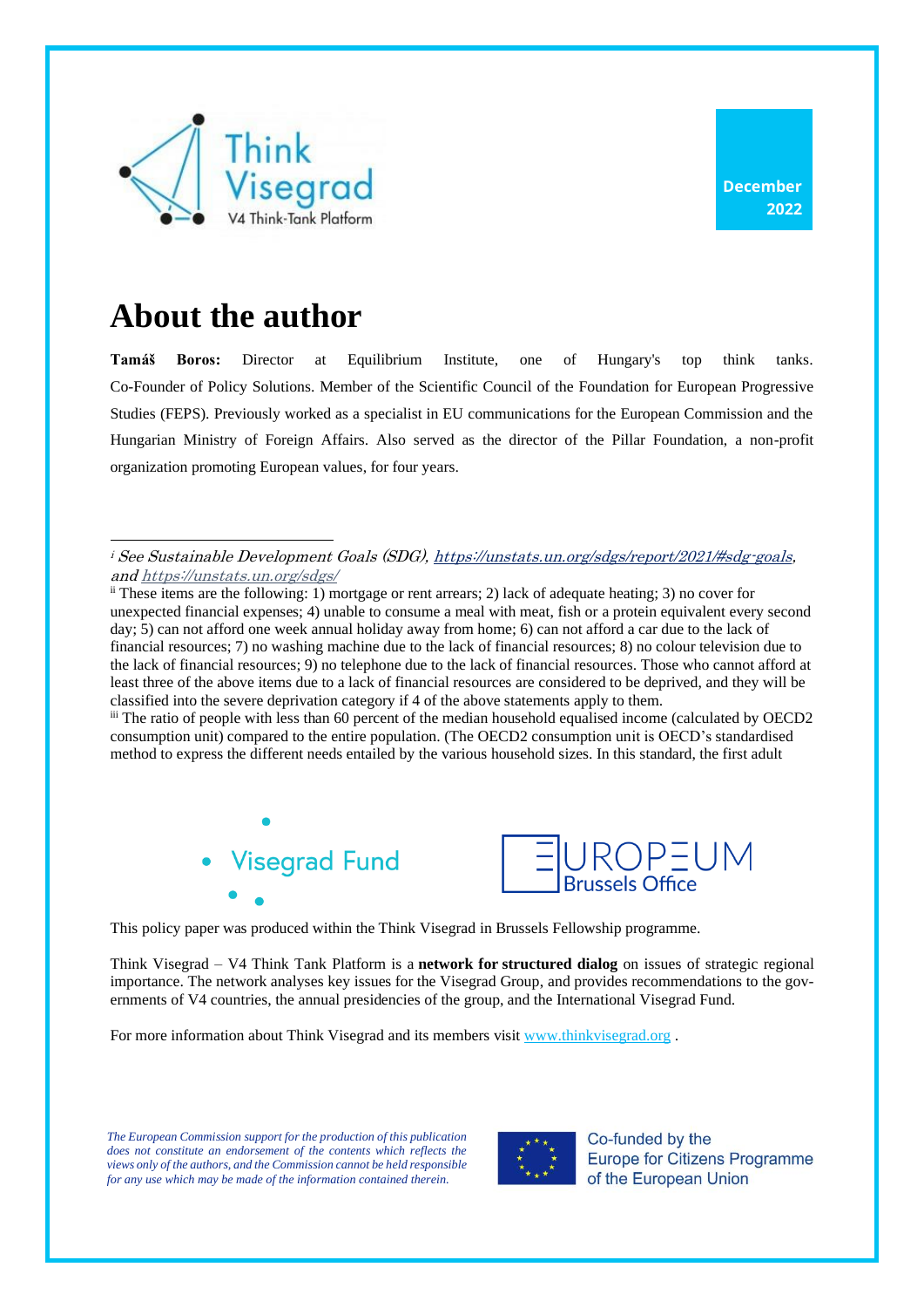# About the author

**Tamáš Boros:** Director at Equilibrium Institute, one of Hungary's top think tanks. Co-Founder of Policy Solutions. Member of the Scientific Council of the Foundation for European Progressive Studies (FEPS). Previously worked as a specialist in EU communications for the European Commission and the Hungarian Ministry of Foreign Affairs. Also served as the director of the Pillar Foundation, a non-profit organization promoting European values, for four years.

---

[i] *See Sustainable Development Goals (SDG), https://unstats.un.org/sdgs/report/2021/#sdg-goals, and https://unstats.un.org/sdgs/*

[ii] These items are the following: 1) mortgage or rent arrears; 2) lack of adequate heating; 3) no cover for unexpected financial expenses; 4) unable to consume a meal with meat, fish or a protein equivalent every second day; 5) can not afford one week annual holiday away from home; 6) can not afford a car due to the lack of financial resources; 7) no washing machine due to the lack of financial resources; 8) no colour television due to the lack of financial resources; 9) no telephone due to the lack of financial resources. Those who cannot afford at least three of the above items due to a lack of financial resources are considered to be deprived, and they will be classified into the severe deprivation category if 4 of the above statements apply to them.

[iii] The ratio of people with less than 60 percent of the median household equalised income (calculated by OECD2 consumption unit) compared to the entire population. (The OECD2 consumption unit is OECD's standardised method to express the different needs entailed by the various household sizes. In this standard, the first adult

This policy paper was produced within the Think Visegrad in Brussels Fellowship programme.

Think Visegrad – V4 Think Tank Platform is a **network for structured dialog** on issues of strategic regional importance. The network analyses key issues for the Visegrad Group, and provides recommendations to the governments of V4 countries, the annual presidencies of the group, and the International Visegrad Fund.

For more information about Think Visegrad and its members visit www.thinkvisegrad.org .

*The European Commission support for the production of this publication does not constitute an endorsement of the contents which reflects the views only of the authors, and the Commission cannot be held responsible for any use which may be made of the information contained therein.*

Co-funded by the Europe for Citizens Programme of the European Union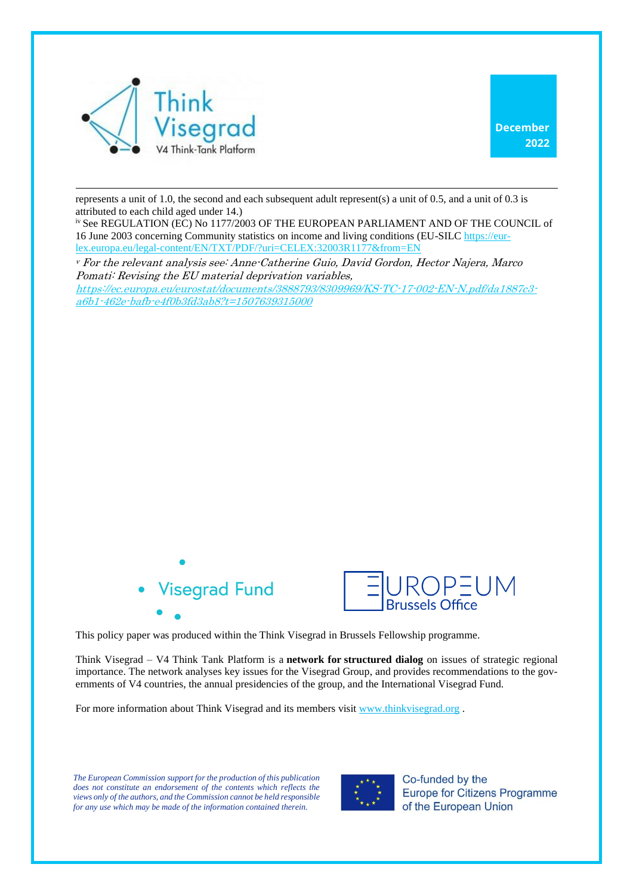represents a unit of 1.0, the second and each subsequent adult represent(s) a unit of 0.5, and a unit of 0.3 is attributed to each child aged under 14.)

[iv] See REGULATION (EC) No 1177/2003 OF THE EUROPEAN PARLIAMENT AND OF THE COUNCIL of 16 June 2003 concerning Community statistics on income and living conditions (EU-SILC https://eur-lex.europa.eu/legal-content/EN/TXT/PDF/?uri=CELEX:32003R1177&from=EN

[v] *For the relevant analysis see: Anne-Catherine Guio, David Gordon, Hector Najera, Marco Pomati: Revising the EU material deprivation variables,* *https://ec.europa.eu/eurostat/documents/3888793/8309969/KS-TC-17-002-EN-N.pdf/da1887c3-a6b1-462e-bafb-e4f0b3fd3ab8?t=1507639315000*

This policy paper was produced within the Think Visegrad in Brussels Fellowship programme.

Think Visegrad – V4 Think Tank Platform is a **network for structured dialog** on issues of strategic regional importance. The network analyses key issues for the Visegrad Group, and provides recommendations to the governments of V4 countries, the annual presidencies of the group, and the International Visegrad Fund.

For more information about Think Visegrad and its members visit www.thinkvisegrad.org .

*The European Commission support for the production of this publication does not constitute an endorsement of the contents which reflects the views only of the authors, and the Commission cannot be held responsible for any use which may be made of the information contained therein.*

Co-funded by the Europe for Citizens Programme of the European Union